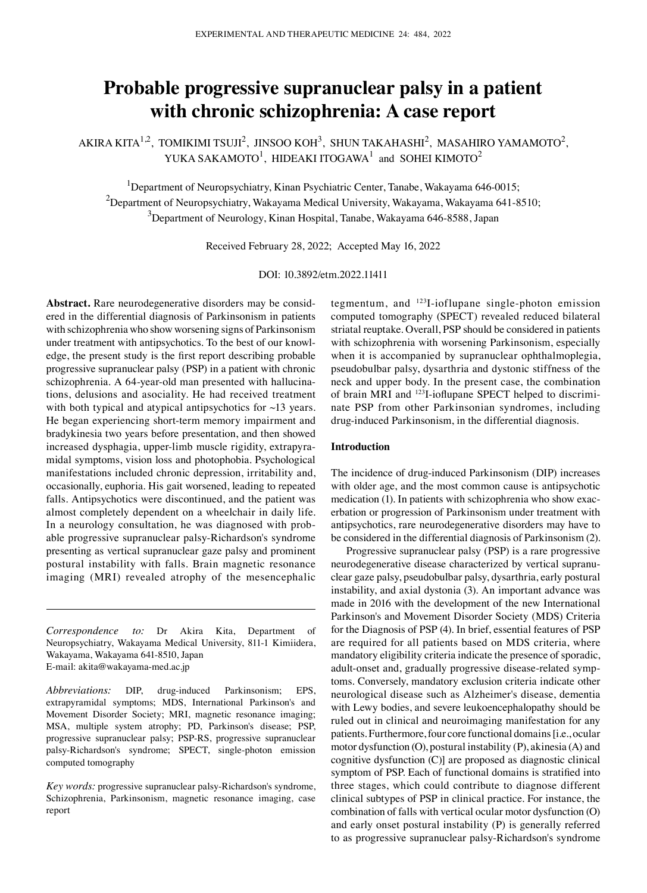# Probable progressive supranuclear palsy in a patient with chronic schizophrenia: A case report

AKIRA KITA[1,2], TOMIKIMI TSUJI[2], JINSOO KOH[3], SHUN TAKAHASHI[2], MASAHIRO YAMAMOTO[2], YUKA SAKAMOTO[1], HIDEAKI ITOGAWA[1] and SOHEI KIMOTO[2]

[1]Department of Neuropsychiatry, Kinan Psychiatric Center, Tanabe, Wakayama 646-0015;
[2]Department of Neuropsychiatry, Wakayama Medical University, Wakayama, Wakayama 641-8510;
[3]Department of Neurology, Kinan Hospital, Tanabe, Wakayama 646-8588, Japan

Received February 28, 2022; Accepted May 16, 2022

DOI: 10.3892/etm.2022.11411

**Abstract.** Rare neurodegenerative disorders may be considered in the differential diagnosis of Parkinsonism in patients with schizophrenia who show worsening signs of Parkinsonism under treatment with antipsychotics. To the best of our knowledge, the present study is the first report describing probable progressive supranuclear palsy (PSP) in a patient with chronic schizophrenia. A 64-year-old man presented with hallucinations, delusions and asociality. He had received treatment with both typical and atypical antipsychotics for ~13 years. He began experiencing short-term memory impairment and bradykinesia two years before presentation, and then showed increased dysphagia, upper-limb muscle rigidity, extrapyramidal symptoms, vision loss and photophobia. Psychological manifestations included chronic depression, irritability and, occasionally, euphoria. His gait worsened, leading to repeated falls. Antipsychotics were discontinued, and the patient was almost completely dependent on a wheelchair in daily life. In a neurology consultation, he was diagnosed with probable progressive supranuclear palsy-Richardson's syndrome presenting as vertical supranuclear gaze palsy and prominent postural instability with falls. Brain magnetic resonance imaging (MRI) revealed atrophy of the mesencephalic tegmentum, and $^{123}$I-ioflupane single-photon emission computed tomography (SPECT) revealed reduced bilateral striatal reuptake. Overall, PSP should be considered in patients with schizophrenia with worsening Parkinsonism, especially when it is accompanied by supranuclear ophthalmoplegia, pseudobulbar palsy, dysarthria and dystonic stiffness of the neck and upper body. In the present case, the combination of brain MRI and $^{123}$I-ioflupane SPECT helped to discriminate PSP from other Parkinsonian syndromes, including drug-induced Parkinsonism, in the differential diagnosis.

*Correspondence to:* Dr Akira Kita, Department of Neuropsychiatry, Wakayama Medical University, 811-1 Kimiidera, Wakayama, Wakayama 641-8510, Japan
E-mail: akita@wakayama-med.ac.jp

*Abbreviations:* DIP, drug-induced Parkinsonism; EPS, extrapyramidal symptoms; MDS, International Parkinson's and Movement Disorder Society; MRI, magnetic resonance imaging; MSA, multiple system atrophy; PD, Parkinson's disease; PSP, progressive supranuclear palsy; PSP-RS, progressive supranuclear palsy-Richardson's syndrome; SPECT, single-photon emission computed tomography

*Key words:* progressive supranuclear palsy-Richardson's syndrome, Schizophrenia, Parkinsonism, magnetic resonance imaging, case report

## Introduction

The incidence of drug-induced Parkinsonism (DIP) increases with older age, and the most common cause is antipsychotic medication (1). In patients with schizophrenia who show exacerbation or progression of Parkinsonism under treatment with antipsychotics, rare neurodegenerative disorders may have to be considered in the differential diagnosis of Parkinsonism (2).

Progressive supranuclear palsy (PSP) is a rare progressive neurodegenerative disease characterized by vertical supranuclear gaze palsy, pseudobulbar palsy, dysarthria, early postural instability, and axial dystonia (3). An important advance was made in 2016 with the development of the new International Parkinson's and Movement Disorder Society (MDS) Criteria for the Diagnosis of PSP (4). In brief, essential features of PSP are required for all patients based on MDS criteria, where mandatory eligibility criteria indicate the presence of sporadic, adult-onset and, gradually progressive disease-related symptoms. Conversely, mandatory exclusion criteria indicate other neurological disease such as Alzheimer's disease, dementia with Lewy bodies, and severe leukoencephalopathy should be ruled out in clinical and neuroimaging manifestation for any patients. Furthermore, four core functional domains [i.e., ocular motor dysfunction (O), postural instability (P), akinesia (A) and cognitive dysfunction (C)] are proposed as diagnostic clinical symptom of PSP. Each of functional domains is stratified into three stages, which could contribute to diagnose different clinical subtypes of PSP in clinical practice. For instance, the combination of falls with vertical ocular motor dysfunction (O) and early onset postural instability (P) is generally referred to as progressive supranuclear palsy-Richardson's syndrome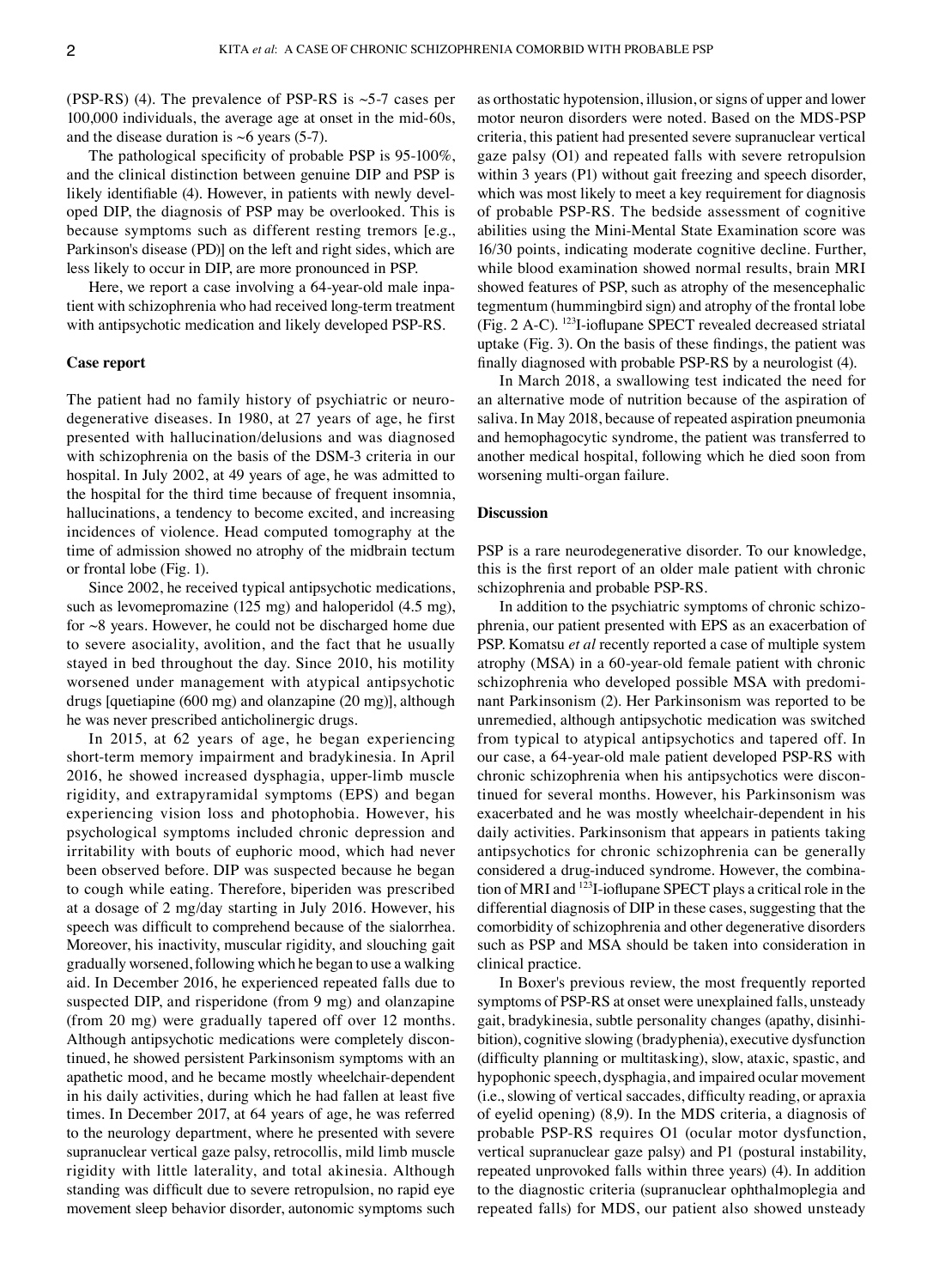(PSP-RS) (4). The prevalence of PSP-RS is ~5-7 cases per 100,000 individuals, the average age at onset in the mid-60s, and the disease duration is ~6 years (5-7).

The pathological specificity of probable PSP is 95-100%, and the clinical distinction between genuine DIP and PSP is likely identifiable (4). However, in patients with newly developed DIP, the diagnosis of PSP may be overlooked. This is because symptoms such as different resting tremors [e.g., Parkinson's disease (PD)] on the left and right sides, which are less likely to occur in DIP, are more pronounced in PSP.

Here, we report a case involving a 64-year-old male inpatient with schizophrenia who had received long-term treatment with antipsychotic medication and likely developed PSP-RS.

## Case report

The patient had no family history of psychiatric or neurodegenerative diseases. In 1980, at 27 years of age, he first presented with hallucination/delusions and was diagnosed with schizophrenia on the basis of the DSM-3 criteria in our hospital. In July 2002, at 49 years of age, he was admitted to the hospital for the third time because of frequent insomnia, hallucinations, a tendency to become excited, and increasing incidences of violence. Head computed tomography at the time of admission showed no atrophy of the midbrain tectum or frontal lobe (Fig. 1).

Since 2002, he received typical antipsychotic medications, such as levomepromazine (125 mg) and haloperidol (4.5 mg), for ~8 years. However, he could not be discharged home due to severe asociality, avolition, and the fact that he usually stayed in bed throughout the day. Since 2010, his motility worsened under management with atypical antipsychotic drugs [quetiapine (600 mg) and olanzapine (20 mg)], although he was never prescribed anticholinergic drugs.

In 2015, at 62 years of age, he began experiencing short-term memory impairment and bradykinesia. In April 2016, he showed increased dysphagia, upper-limb muscle rigidity, and extrapyramidal symptoms (EPS) and began experiencing vision loss and photophobia. However, his psychological symptoms included chronic depression and irritability with bouts of euphoric mood, which had never been observed before. DIP was suspected because he began to cough while eating. Therefore, biperiden was prescribed at a dosage of 2 mg/day starting in July 2016. However, his speech was difficult to comprehend because of the sialorrhea. Moreover, his inactivity, muscular rigidity, and slouching gait gradually worsened, following which he began to use a walking aid. In December 2016, he experienced repeated falls due to suspected DIP, and risperidone (from 9 mg) and olanzapine (from 20 mg) were gradually tapered off over 12 months. Although antipsychotic medications were completely discontinued, he showed persistent Parkinsonism symptoms with an apathetic mood, and he became mostly wheelchair-dependent in his daily activities, during which he had fallen at least five times. In December 2017, at 64 years of age, he was referred to the neurology department, where he presented with severe supranuclear vertical gaze palsy, retrocollis, mild limb muscle rigidity with little laterality, and total akinesia. Although standing was difficult due to severe retropulsion, no rapid eye movement sleep behavior disorder, autonomic symptoms such as orthostatic hypotension, illusion, or signs of upper and lower motor neuron disorders were noted. Based on the MDS-PSP criteria, this patient had presented severe supranuclear vertical gaze palsy (O1) and repeated falls with severe retropulsion within 3 years (P1) without gait freezing and speech disorder, which was most likely to meet a key requirement for diagnosis of probable PSP-RS. The bedside assessment of cognitive abilities using the Mini-Mental State Examination score was 16/30 points, indicating moderate cognitive decline. Further, while blood examination showed normal results, brain MRI showed features of PSP, such as atrophy of the mesencephalic tegmentum (hummingbird sign) and atrophy of the frontal lobe (Fig. 2 A-C). $^{123}$I-ioflupane SPECT revealed decreased striatal uptake (Fig. 3). On the basis of these findings, the patient was finally diagnosed with probable PSP-RS by a neurologist (4).

In March 2018, a swallowing test indicated the need for an alternative mode of nutrition because of the aspiration of saliva. In May 2018, because of repeated aspiration pneumonia and hemophagocytic syndrome, the patient was transferred to another medical hospital, following which he died soon from worsening multi-organ failure.

## Discussion

PSP is a rare neurodegenerative disorder. To our knowledge, this is the first report of an older male patient with chronic schizophrenia and probable PSP-RS.

In addition to the psychiatric symptoms of chronic schizophrenia, our patient presented with EPS as an exacerbation of PSP. Komatsu *et al* recently reported a case of multiple system atrophy (MSA) in a 60-year-old female patient with chronic schizophrenia who developed possible MSA with predominant Parkinsonism (2). Her Parkinsonism was reported to be unremedied, although antipsychotic medication was switched from typical to atypical antipsychotics and tapered off. In our case, a 64-year-old male patient developed PSP-RS with chronic schizophrenia when his antipsychotics were discontinued for several months. However, his Parkinsonism was exacerbated and he was mostly wheelchair-dependent in his daily activities. Parkinsonism that appears in patients taking antipsychotics for chronic schizophrenia can be generally considered a drug-induced syndrome. However, the combination of MRI and $^{123}$I-ioflupane SPECT plays a critical role in the differential diagnosis of DIP in these cases, suggesting that the comorbidity of schizophrenia and other degenerative disorders such as PSP and MSA should be taken into consideration in clinical practice.

In Boxer's previous review, the most frequently reported symptoms of PSP-RS at onset were unexplained falls, unsteady gait, bradykinesia, subtle personality changes (apathy, disinhibition), cognitive slowing (bradyphenia), executive dysfunction (difficulty planning or multitasking), slow, ataxic, spastic, and hypophonic speech, dysphagia, and impaired ocular movement (i.e., slowing of vertical saccades, difficulty reading, or apraxia of eyelid opening) (8,9). In the MDS criteria, a diagnosis of probable PSP-RS requires O1 (ocular motor dysfunction, vertical supranuclear gaze palsy) and P1 (postural instability, repeated unprovoked falls within three years) (4). In addition to the diagnostic criteria (supranuclear ophthalmoplegia and repeated falls) for MDS, our patient also showed unsteady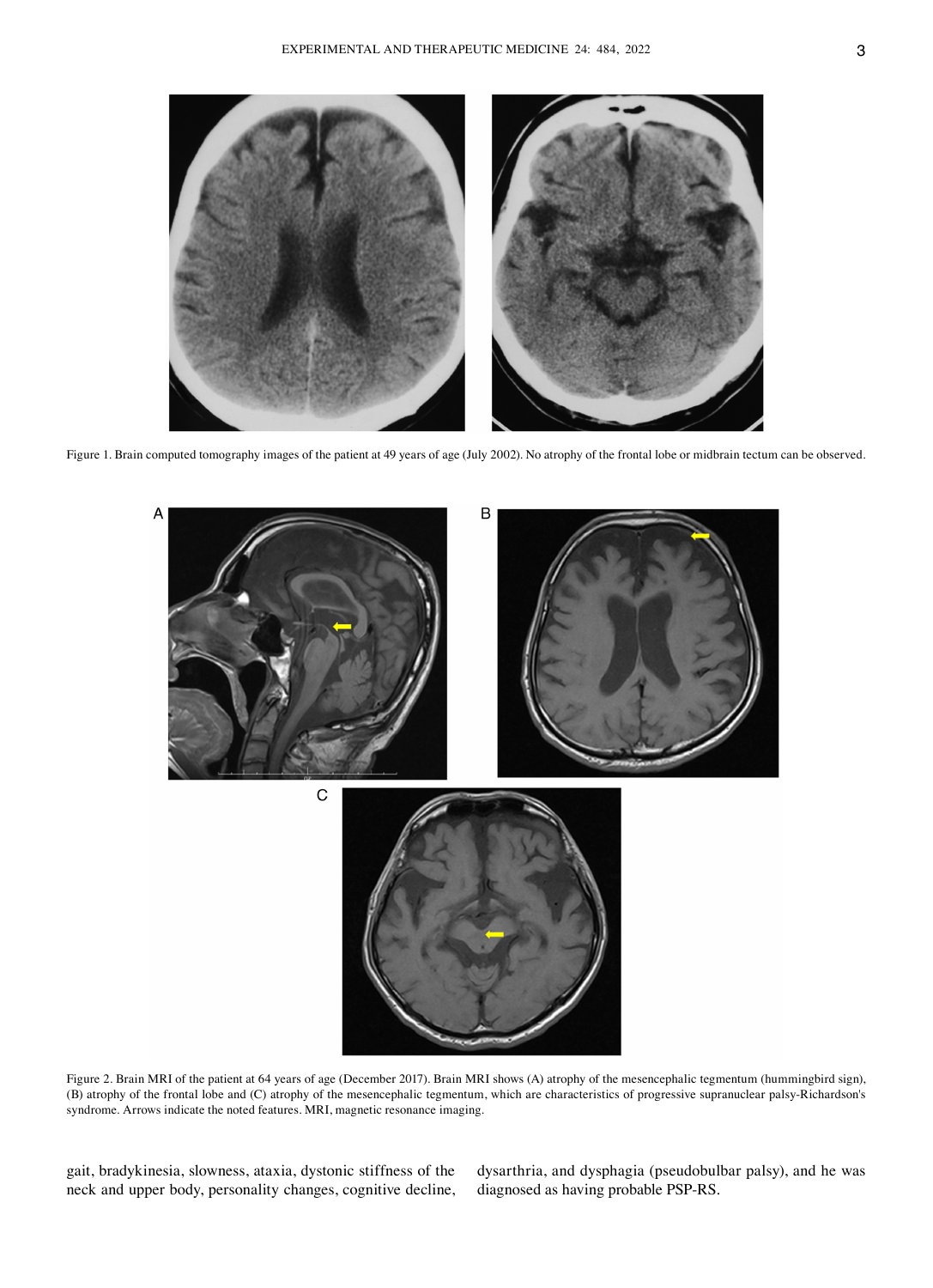Figure 1. Brain computed tomography images of the patient at 49 years of age (July 2002). No atrophy of the frontal lobe or midbrain tectum can be observed.

Figure 2. Brain MRI of the patient at 64 years of age (December 2017). Brain MRI shows (A) atrophy of the mesencephalic tegmentum (hummingbird sign), (B) atrophy of the frontal lobe and (C) atrophy of the mesencephalic tegmentum, which are characteristics of progressive supranuclear palsy-Richardson's syndrome. Arrows indicate the noted features. MRI, magnetic resonance imaging.

gait, bradykinesia, slowness, ataxia, dystonic stiffness of the neck and upper body, personality changes, cognitive decline, dysarthria, and dysphagia (pseudobulbar palsy), and he was diagnosed as having probable PSP-RS.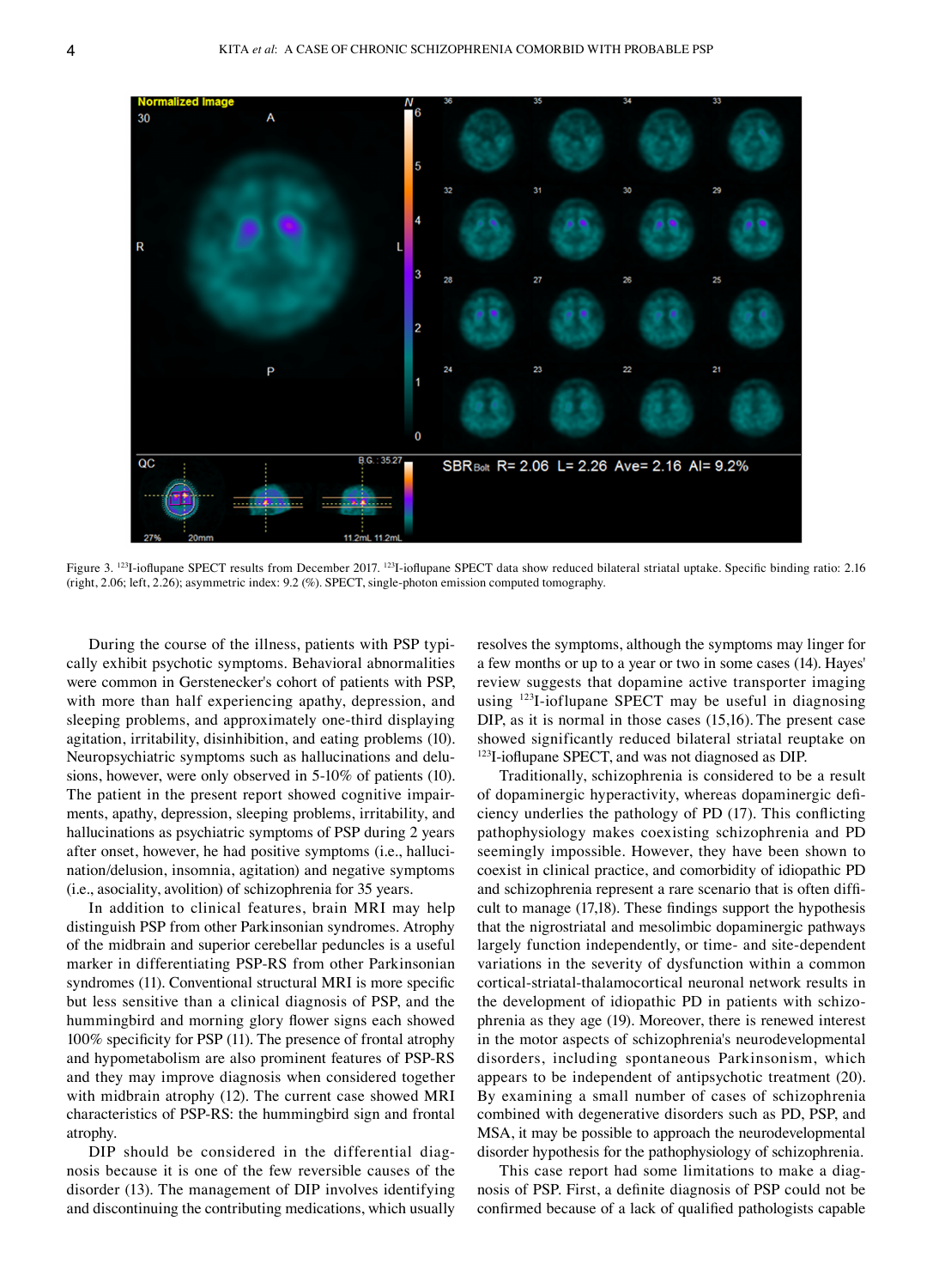Figure 3. $^{123}$I-ioflupane SPECT results from December 2017. $^{123}$I-ioflupane SPECT data show reduced bilateral striatal uptake. Specific binding ratio: 2.16 (right, 2.06; left, 2.26); asymmetric index: 9.2 (%). SPECT, single-photon emission computed tomography.

During the course of the illness, patients with PSP typically exhibit psychotic symptoms. Behavioral abnormalities were common in Gerstenecker's cohort of patients with PSP, with more than half experiencing apathy, depression, and sleeping problems, and approximately one-third displaying agitation, irritability, disinhibition, and eating problems (10). Neuropsychiatric symptoms such as hallucinations and delusions, however, were only observed in 5-10% of patients (10). The patient in the present report showed cognitive impairments, apathy, depression, sleeping problems, irritability, and hallucinations as psychiatric symptoms of PSP during 2 years after onset, however, he had positive symptoms (i.e., hallucination/delusion, insomnia, agitation) and negative symptoms (i.e., asociality, avolition) of schizophrenia for 35 years.

In addition to clinical features, brain MRI may help distinguish PSP from other Parkinsonian syndromes. Atrophy of the midbrain and superior cerebellar peduncles is a useful marker in differentiating PSP-RS from other Parkinsonian syndromes (11). Conventional structural MRI is more specific but less sensitive than a clinical diagnosis of PSP, and the hummingbird and morning glory flower signs each showed 100% specificity for PSP (11). The presence of frontal atrophy and hypometabolism are also prominent features of PSP-RS and they may improve diagnosis when considered together with midbrain atrophy (12). The current case showed MRI characteristics of PSP-RS: the hummingbird sign and frontal atrophy.

DIP should be considered in the differential diagnosis because it is one of the few reversible causes of the disorder (13). The management of DIP involves identifying and discontinuing the contributing medications, which usually resolves the symptoms, although the symptoms may linger for a few months or up to a year or two in some cases (14). Hayes' review suggests that dopamine active transporter imaging using $^{123}$I-ioflupane SPECT may be useful in diagnosing DIP, as it is normal in those cases (15,16). The present case showed significantly reduced bilateral striatal reuptake on $^{123}$I-ioflupane SPECT, and was not diagnosed as DIP.

Traditionally, schizophrenia is considered to be a result of dopaminergic hyperactivity, whereas dopaminergic deficiency underlies the pathology of PD (17). This conflicting pathophysiology makes coexisting schizophrenia and PD seemingly impossible. However, they have been shown to coexist in clinical practice, and comorbidity of idiopathic PD and schizophrenia represent a rare scenario that is often difficult to manage (17,18). These findings support the hypothesis that the nigrostriatal and mesolimbic dopaminergic pathways largely function independently, or time- and site-dependent variations in the severity of dysfunction within a common cortical-striatal-thalamocortical neuronal network results in the development of idiopathic PD in patients with schizophrenia as they age (19). Moreover, there is renewed interest in the motor aspects of schizophrenia's neurodevelopmental disorders, including spontaneous Parkinsonism, which appears to be independent of antipsychotic treatment (20). By examining a small number of cases of schizophrenia combined with degenerative disorders such as PD, PSP, and MSA, it may be possible to approach the neurodevelopmental disorder hypothesis for the pathophysiology of schizophrenia.

This case report had some limitations to make a diagnosis of PSP. First, a definite diagnosis of PSP could not be confirmed because of a lack of qualified pathologists capable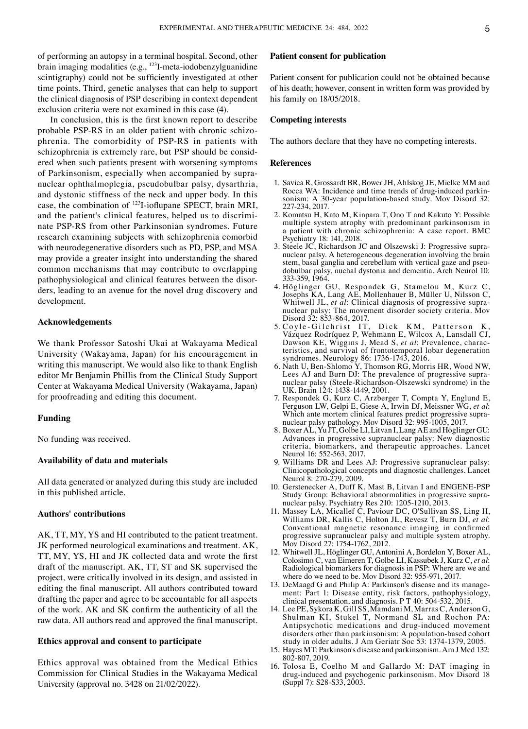of performing an autopsy in a terminal hospital. Second, other brain imaging modalities (e.g., $^{123}$I-meta-iodobenzylguanidine scintigraphy) could not be sufficiently investigated at other time points. Third, genetic analyses that can help to support the clinical diagnosis of PSP describing in context dependent exclusion criteria were not examined in this case (4).

In conclusion, this is the first known report to describe probable PSP-RS in an older patient with chronic schizophrenia. The comorbidity of PSP-RS in patients with schizophrenia is extremely rare, but PSP should be considered when such patients present with worsening symptoms of Parkinsonism, especially when accompanied by supranuclear ophthalmoplegia, pseudobulbar palsy, dysarthria, and dystonic stiffness of the neck and upper body. In this case, the combination of $^{123}$I-ioflupane SPECT, brain MRI, and the patient's clinical features, helped us to discriminate PSP-RS from other Parkinsonian syndromes. Future research examining subjects with schizophrenia comorbid with neurodegenerative disorders such as PD, PSP, and MSA may provide a greater insight into understanding the shared common mechanisms that may contribute to overlapping pathophysiological and clinical features between the disorders, leading to an avenue for the novel drug discovery and development.

## Acknowledgements

We thank Professor Satoshi Ukai at Wakayama Medical University (Wakayama, Japan) for his encouragement in writing this manuscript. We would also like to thank English editor Mr Benjamin Phillis from the Clinical Study Support Center at Wakayama Medical University (Wakayama, Japan) for proofreading and editing this document.

## Funding

No funding was received.

## Availability of data and materials

All data generated or analyzed during this study are included in this published article.

## Authors' contributions

AK, TT, MY, YS and HI contributed to the patient treatment. JK performed neurological examinations and treatment. AK, TT, MY, YS, HI and JK collected data and wrote the first draft of the manuscript. AK, TT, ST and SK supervised the project, were critically involved in its design, and assisted in editing the final manuscript. All authors contributed toward drafting the paper and agree to be accountable for all aspects of the work. AK and SK confirm the authenticity of all the raw data. All authors read and approved the final manuscript.

## Ethics approval and consent to participate

Ethics approval was obtained from the Medical Ethics Commission for Clinical Studies in the Wakayama Medical University (approval no. 3428 on 21/02/2022).

## Patient consent for publication

Patient consent for publication could not be obtained because of his death; however, consent in written form was provided by his family on 18/05/2018.

## Competing interests

The authors declare that they have no competing interests.

## References

1. Savica R, Grossardt BR, Bower JH, Ahlskog JE, Mielke MM and Rocca WA: Incidence and time trends of drug-induced parkinsonism: A 30-year population-based study. Mov Disord 32: 227-234, 2017.
2. Komatsu H, Kato M, Kinpara T, Ono T and Kakuto Y: Possible multiple system atrophy with predominant parkinsonism in a patient with chronic schizophrenia: A case report. BMC Psychiatry 18: 141, 2018.
3. Steele JC, Richardson JC and Olszewski J: Progressive supranuclear palsy. A heterogeneous degeneration involving the brain stem, basal ganglia and cerebellum with vertical gaze and pseudobulbar palsy, nuchal dystonia and dementia. Arch Neurol 10: 333-359, 1964.
4. Höglinger GU, Respondek G, Stamelou M, Kurz C, Josephs KA, Lang AE, Mollenhauer B, Müller U, Nilsson C, Whitwell JL, *et al*: Clinical diagnosis of progressive supranuclear palsy: The movement disorder society criteria. Mov Disord 32: 853-864, 2017.
5. Coyle-Gilchrist IT, Dick KM, Patterson K, Vázquez Rodríquez P, Wehmann E, Wilcox A, Lansdall CJ, Dawson KE, Wiggins J, Mead S, *et al*: Prevalence, characteristics, and survival of frontotemporal lobar degeneration syndromes. Neurology 86: 1736-1743, 2016.
6. Nath U, Ben-Shlomo Y, Thomson RG, Morris HR, Wood NW, Lees AJ and Burn DJ: The prevalence of progressive supranuclear palsy (Steele-Richardson-Olszewski syndrome) in the UK. Brain 124: 1438-1449, 2001.
7. Respondek G, Kurz C, Arzberger T, Compta Y, Englund E, Ferguson LW, Gelpi E, Giese A, Irwin DJ, Meissner WG, *et al*: Which ante mortem clinical features predict progressive supranuclear palsy pathology. Mov Disord 32: 995-1005, 2017.
8. Boxer AL, Yu JT, Golbe LI, Litvan I, Lang AE and Höglinger GU: Advances in progressive supranuclear palsy: New diagnostic criteria, biomarkers, and therapeutic approaches. Lancet Neurol 16: 552-563, 2017.
9. Williams DR and Lees AJ: Progressive supranuclear palsy: Clinicopathological concepts and diagnostic challenges. Lancet Neurol 8: 270-279, 2009.
10. Gerstenecker A, Duff K, Mast B, Litvan I and ENGENE-PSP Study Group: Behavioral abnormalities in progressive supranuclear palsy. Psychiatry Res 210: 1205-1210, 2013.
11. Massey LA, Micallef C, Paviour DC, O'Sullivan SS, Ling H, Williams DR, Kallis C, Holton JL, Revesz T, Burn DJ, *et al*: Conventional magnetic resonance imaging in confirmed progressive supranuclear palsy and multiple system atrophy. Mov Disord 27: 1754-1762, 2012.
12. Whitwell JL, Höglinger GU, Antonini A, Bordelon Y, Boxer AL, Colosimo C, van Eimeren T, Golbe LI, Kassubek J, Kurz C, *et al*: Radiological biomarkers for diagnosis in PSP: Where are we and where do we need to be. Mov Disord 32: 955-971, 2017.
13. DeMaagd G and Philip A: Parkinson's disease and its management: Part 1: Disease entity, risk factors, pathophysiology, clinical presentation, and diagnosis. P T 40: 504-532, 2015.
14. Lee PE, Sykora K, Gill SS, Mamdani M, Marras C, Anderson G, Shulman KI, Stukel T, Normand SL and Rochon PA: Antipsychotic medications and drug-induced movement disorders other than parkinsonism: A population-based cohort study in older adults. J Am Geriatr Soc 53: 1374-1379, 2005.
15. Hayes MT: Parkinson's disease and parkinsonism. Am J Med 132: 802-807, 2019.
16. Tolosa E, Coelho M and Gallardo M: DAT imaging in drug-induced and psychogenic parkinsonism. Mov Disord 18 (Suppl 7): S28-S33, 2003.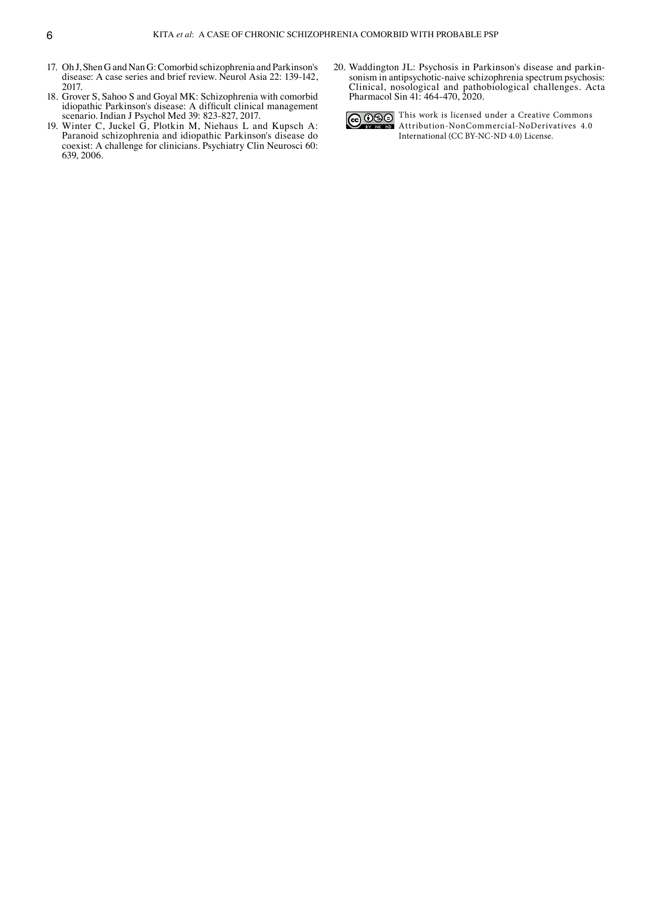17. Oh J, Shen G and Nan G: Comorbid schizophrenia and Parkinson's disease: A case series and brief review. Neurol Asia 22: 139‑142, 2017.
18. Grover S, Sahoo S and Goyal MK: Schizophrenia with comorbid idiopathic Parkinson's disease: A difficult clinical management scenario. Indian J Psychol Med 39: 823‑827, 2017.
19. Winter C, Juckel G, Plotkin M, Niehaus L and Kupsch A: Paranoid schizophrenia and idiopathic Parkinson's disease do coexist: A challenge for clinicians. Psychiatry Clin Neurosci 60: 639, 2006.
20. Waddington JL: Psychosis in Parkinson's disease and parkinsonism in antipsychotic‑naive schizophrenia spectrum psychosis: Clinical, nosological and pathobiological challenges. Acta Pharmacol Sin 41: 464‑470, 2020.

This work is licensed under a Creative Commons Attribution-NonCommercial-NoDerivatives 4.0 International (CC BY-NC-ND 4.0) License.